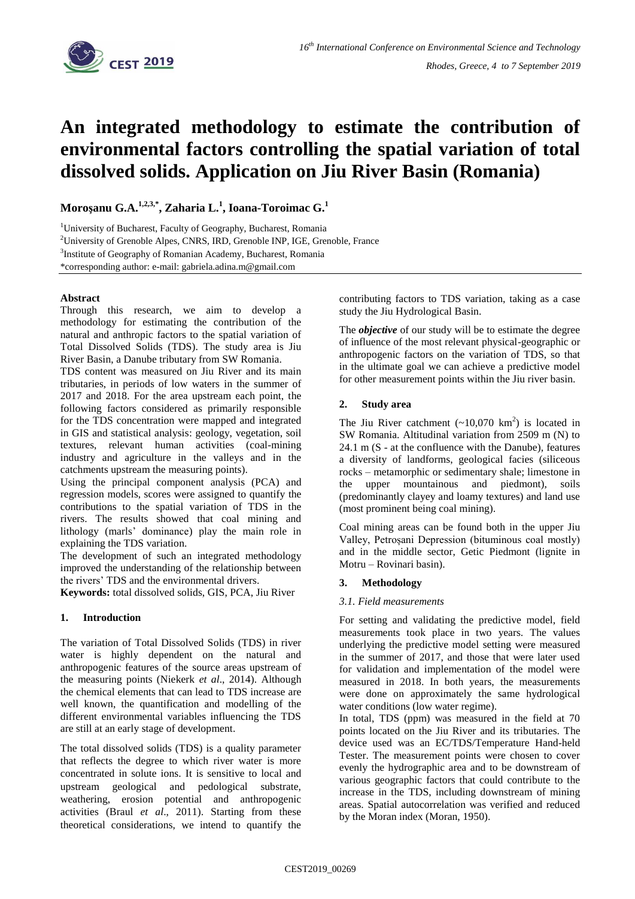# An integrated methodology to estimate the contribution of environmental factors controlling the spatial variation of total dissolved solids. Application on Jiu River Basin (Romania)

**Moroșanu G.A.[1,2,3,*], Zaharia L.[1], Ioana-Toroimac G.[1]**

[1]University of Bucharest, Faculty of Geography, Bucharest, Romania

[2]University of Grenoble Alpes, CNRS, IRD, Grenoble INP, IGE, Grenoble, France

[3]Institute of Geography of Romanian Academy, Bucharest, Romania

*corresponding author: e-mail: gabriela.adina.m@gmail.com

**Abstract**

Through this research, we aim to develop a methodology for estimating the contribution of the natural and anthropic factors to the spatial variation of Total Dissolved Solids (TDS). The study area is Jiu River Basin, a Danube tributary from SW Romania.

TDS content was measured on Jiu River and its main tributaries, in periods of low waters in the summer of 2017 and 2018. For the area upstream each point, the following factors considered as primarily responsible for the TDS concentration were mapped and integrated in GIS and statistical analysis: geology, vegetation, soil textures, relevant human activities (coal-mining industry and agriculture in the valleys and in the catchments upstream the measuring points).

Using the principal component analysis (PCA) and regression models, scores were assigned to quantify the contributions to the spatial variation of TDS in the rivers. The results showed that coal mining and lithology (marls' dominance) play the main role in explaining the TDS variation.

The development of such an integrated methodology improved the understanding of the relationship between the rivers' TDS and the environmental drivers.

**Keywords:** total dissolved solids, GIS, PCA, Jiu River

## 1. Introduction

The variation of Total Dissolved Solids (TDS) in river water is highly dependent on the natural and anthropogenic features of the source areas upstream of the measuring points (Niekerk *et al*., 2014). Although the chemical elements that can lead to TDS increase are well known, the quantification and modelling of the different environmental variables influencing the TDS are still at an early stage of development.

The total dissolved solids (TDS) is a quality parameter that reflects the degree to which river water is more concentrated in solute ions. It is sensitive to local and upstream geological and pedological substrate, weathering, erosion potential and anthropogenic activities (Braul *et al*., 2011). Starting from these theoretical considerations, we intend to quantify the contributing factors to TDS variation, taking as a case study the Jiu Hydrological Basin.

The ***objective*** of our study will be to estimate the degree of influence of the most relevant physical-geographic or anthropogenic factors on the variation of TDS, so that in the ultimate goal we can achieve a predictive model for other measurement points within the Jiu river basin.

## 2. Study area

The Jiu River catchment (~10,070 km$^2$) is located in SW Romania. Altitudinal variation from 2509 m (N) to 24.1 m (S - at the confluence with the Danube), features a diversity of landforms, geological facies (siliceous rocks – metamorphic or sedimentary shale; limestone in the upper mountainous and piedmont), soils (predominantly clayey and loamy textures) and land use (most prominent being coal mining).

Coal mining areas can be found both in the upper Jiu Valley, Petroșani Depression (bituminous coal mostly) and in the middle sector, Getic Piedmont (lignite in Motru – Rovinari basin).

## 3. Methodology

### *3.1. Field measurements*

For setting and validating the predictive model, field measurements took place in two years. The values underlying the predictive model setting were measured in the summer of 2017, and those that were later used for validation and implementation of the model were measured in 2018. In both years, the measurements were done on approximately the same hydrological water conditions (low water regime).

In total, TDS (ppm) was measured in the field at 70 points located on the Jiu River and its tributaries. The device used was an EC/TDS/Temperature Hand-held Tester. The measurement points were chosen to cover evenly the hydrographic area and to be downstream of various geographic factors that could contribute to the increase in the TDS, including downstream of mining areas. Spatial autocorrelation was verified and reduced by the Moran index (Moran, 1950).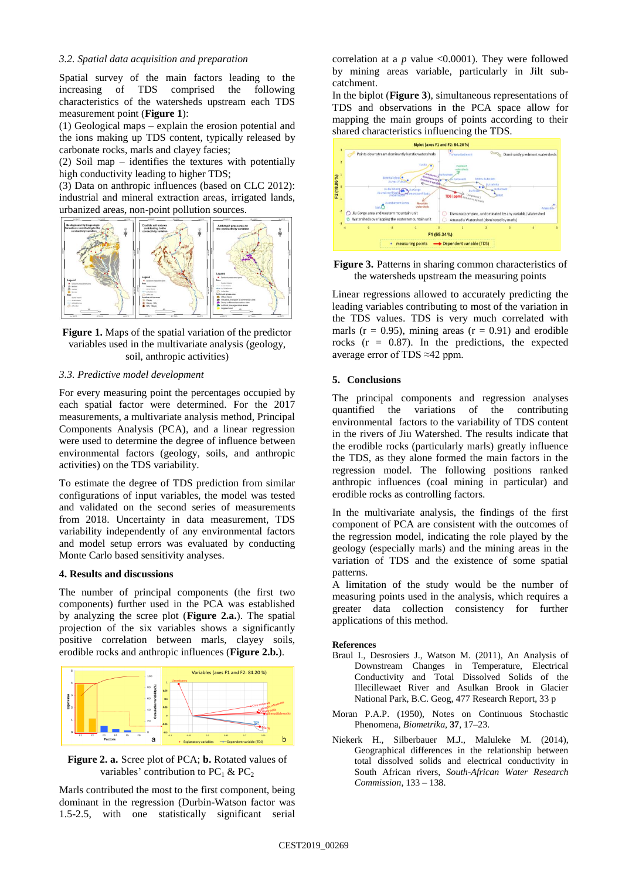### 3.2. Spatial data acquisition and preparation

Spatial survey of the main factors leading to the increasing of TDS comprised the following characteristics of the watersheds upstream each TDS measurement point (**Figure 1**):

(1) Geological maps – explain the erosion potential and the ions making up TDS content, typically released by carbonate rocks, marls and clayey facies;

(2) Soil map – identifies the textures with potentially high conductivity leading to higher TDS;

(3) Data on anthropic influences (based on CLC 2012): industrial and mineral extraction areas, irrigated lands, urbanized areas, non-point pollution sources.

**Figure 1.** Maps of the spatial variation of the predictor variables used in the multivariate analysis (geology, soil, anthropic activities)

### 3.3. Predictive model development

For every measuring point the percentages occupied by each spatial factor were determined. For the 2017 measurements, a multivariate analysis method, Principal Components Analysis (PCA), and a linear regression were used to determine the degree of influence between environmental factors (geology, soils, and anthropic activities) on the TDS variability.

To estimate the degree of TDS prediction from similar configurations of input variables, the model was tested and validated on the second series of measurements from 2018. Uncertainty in data measurement, TDS variability independently of any environmental factors and model setup errors was evaluated by conducting Monte Carlo based sensitivity analyses.

## 4. Results and discussions

The number of principal components (the first two components) further used in the PCA was established by analyzing the scree plot (**Figure 2.a.**). The spatial projection of the six variables shows a significantly positive correlation between marls, clayey soils, erodible rocks and anthropic influences (**Figure 2.b.**).

Variables (axes F1 and F2: 84.20 %)

**Figure 2. a.** Scree plot of PCA; **b.** Rotated values of variables' contribution to $PC_1$ & $PC_2$

Marls contributed the most to the first component, being dominant in the regression (Durbin-Watson factor was 1.5-2.5, with one statistically significant serial correlation at a *p* value <0.0001). They were followed by mining areas variable, particularly in Jilt sub-catchment.

In the biplot (**Figure 3**), simultaneous representations of TDS and observations in the PCA space allow for mapping the main groups of points according to their shared characteristics influencing the TDS.

Biplot (axes F1 and F2: 84.20 %)

**Figure 3.** Patterns in sharing common characteristics of the watersheds upstream the measuring points

Linear regressions allowed to accurately predicting the leading variables contributing to most of the variation in the TDS values. TDS is very much correlated with marls (r = 0.95), mining areas (r = 0.91) and erodible rocks (r = 0.87). In the predictions, the expected average error of TDS ≈42 ppm.

## 5. Conclusions

The principal components and regression analyses quantified the variations of the contributing environmental factors to the variability of TDS content in the rivers of Jiu Watershed. The results indicate that the erodible rocks (particularly marls) greatly influence the TDS, as they alone formed the main factors in the regression model. The following positions ranked anthropic influences (coal mining in particular) and erodible rocks as controlling factors.

In the multivariate analysis, the findings of the first component of PCA are consistent with the outcomes of the regression model, indicating the role played by the geology (especially marls) and the mining areas in the variation of TDS and the existence of some spatial patterns.

A limitation of the study would be the number of measuring points used in the analysis, which requires a greater data collection consistency for further applications of this method.

## References

Braul I., Desrosiers J., Watson M. (2011), An Analysis of Downstream Changes in Temperature, Electrical Conductivity and Total Dissolved Solids of the Illecillewaet River and Asulkan Brook in Glacier National Park, B.C. Geog, 477 Research Report, 33 p

Moran P.A.P. (1950), Notes on Continuous Stochastic Phenomena, *Biometrika*, **37**, 17–23.

Niekerk H., Silberbauer M.J., Maluleke M. (2014), Geographical differences in the relationship between total dissolved solids and electrical conductivity in South African rivers, *South-African Water Research Commission*, 133 – 138.